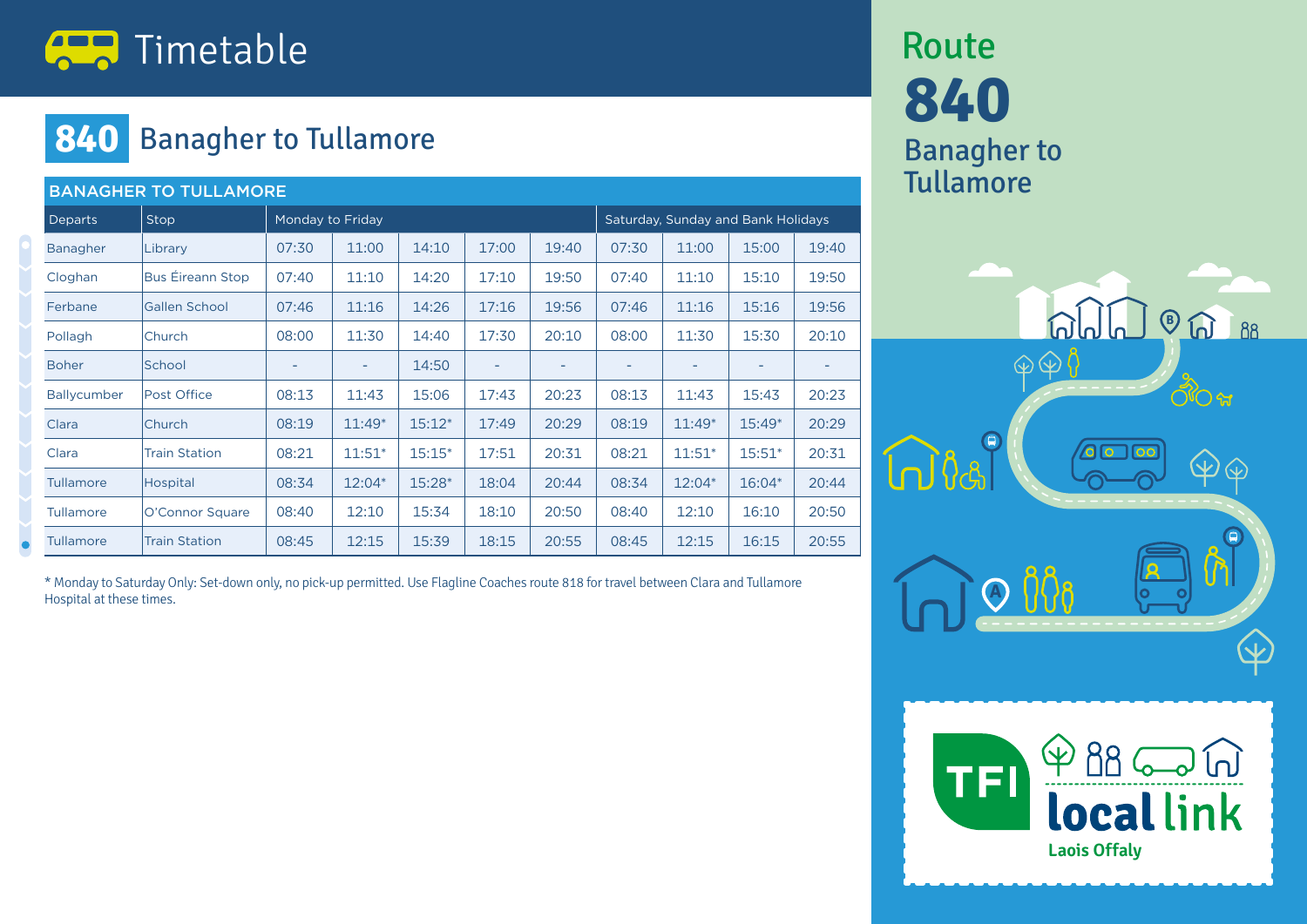# Timetable

## 840 Banagher to Tullamore

| BANAGHER TO TULLAMORE | | | | | | | | | | |
|---|---|---|---|---|---|---|---|---|---|---|
| Departs | Stop | Monday to Friday | | | | | Saturday, Sunday and Bank Holidays | | | |
| Banagher | Library | 07:30 | 11:00 | 14:10 | 17:00 | 19:40 | 07:30 | 11:00 | 15:00 | 19:40 |
| Cloghan | Bus Éireann Stop | 07:40 | 11:10 | 14:20 | 17:10 | 19:50 | 07:40 | 11:10 | 15:10 | 19:50 |
| Ferbane | Gallen School | 07:46 | 11:16 | 14:26 | 17:16 | 19:56 | 07:46 | 11:16 | 15:16 | 19:56 |
| Pollagh | Church | 08:00 | 11:30 | 14:40 | 17:30 | 20:10 | 08:00 | 11:30 | 15:30 | 20:10 |
| Boher | School | - | - | 14:50 | - | - | - | - | - | - |
| Ballycumber | Post Office | 08:13 | 11:43 | 15:06 | 17:43 | 20:23 | 08:13 | 11:43 | 15:43 | 20:23 |
| Clara | Church | 08:19 | 11:49* | 15:12* | 17:49 | 20:29 | 08:19 | 11:49* | 15:49* | 20:29 |
| Clara | Train Station | 08:21 | 11:51* | 15:15* | 17:51 | 20:31 | 08:21 | 11:51* | 15:51* | 20:31 |
| Tullamore | Hospital | 08:34 | 12:04* | 15:28* | 18:04 | 20:44 | 08:34 | 12:04* | 16:04* | 20:44 |
| Tullamore | O'Connor Square | 08:40 | 12:10 | 15:34 | 18:10 | 20:50 | 08:40 | 12:10 | 16:10 | 20:50 |
| Tullamore | Train Station | 08:45 | 12:15 | 15:39 | 18:15 | 20:55 | 08:45 | 12:15 | 16:15 | 20:55 |

* Monday to Saturday Only: Set-down only, no pick-up permitted. Use Flagline Coaches route 818 for travel between Clara and Tullamore Hospital at these times.

Route **840** Banagher to Tullamore

TFI local link Laois Offaly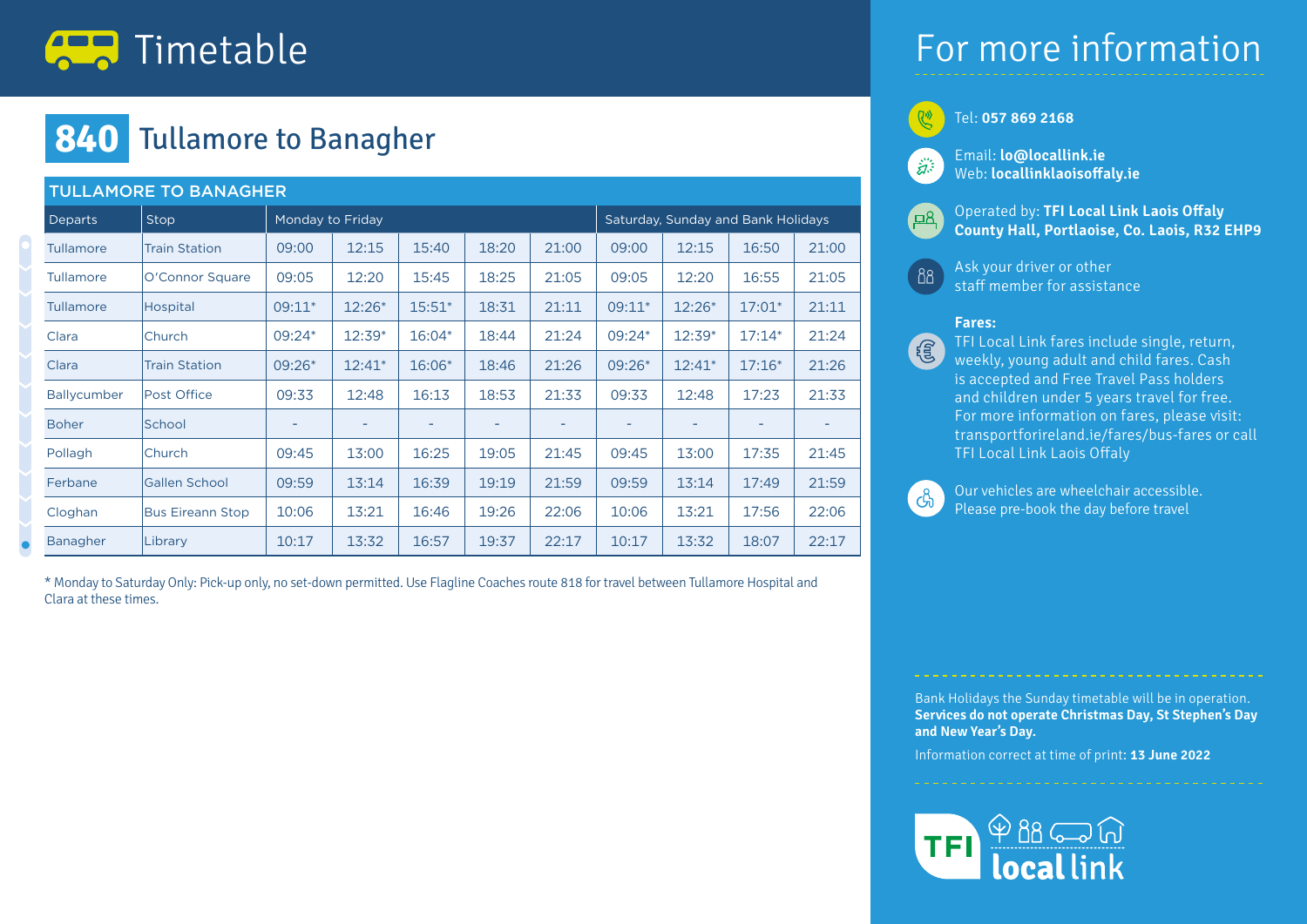# Timetable

## 840 Tullamore to Banagher

| TULLAMORE TO BANAGHER | | | | | | | | | | |
|---|---|---|---|---|---|---|---|---|---|---|
| Departs | Stop | Monday to Friday | | | | | Saturday, Sunday and Bank Holidays | | | |
| Tullamore | Train Station | 09:00 | 12:15 | 15:40 | 18:20 | 21:00 | 09:00 | 12:15 | 16:50 | 21:00 |
| Tullamore | O'Connor Square | 09:05 | 12:20 | 15:45 | 18:25 | 21:05 | 09:05 | 12:20 | 16:55 | 21:05 |
| Tullamore | Hospital | 09:11* | 12:26* | 15:51* | 18:31 | 21:11 | 09:11* | 12:26* | 17:01* | 21:11 |
| Clara | Church | 09:24* | 12:39* | 16:04* | 18:44 | 21:24 | 09:24* | 12:39* | 17:14* | 21:24 |
| Clara | Train Station | 09:26* | 12:41* | 16:06* | 18:46 | 21:26 | 09:26* | 12:41* | 17:16* | 21:26 |
| Ballycumber | Post Office | 09:33 | 12:48 | 16:13 | 18:53 | 21:33 | 09:33 | 12:48 | 17:23 | 21:33 |
| Boher | School | - | - | - | - | - | - | - | - | - |
| Pollagh | Church | 09:45 | 13:00 | 16:25 | 19:05 | 21:45 | 09:45 | 13:00 | 17:35 | 21:45 |
| Ferbane | Gallen School | 09:59 | 13:14 | 16:39 | 19:19 | 21:59 | 09:59 | 13:14 | 17:49 | 21:59 |
| Cloghan | Bus Eireann Stop | 10:06 | 13:21 | 16:46 | 19:26 | 22:06 | 10:06 | 13:21 | 17:56 | 22:06 |
| Banagher | Library | 10:17 | 13:32 | 16:57 | 19:37 | 22:17 | 10:17 | 13:32 | 18:07 | 22:17 |

* Monday to Saturday Only: Pick-up only, no set-down permitted. Use Flagline Coaches route 818 for travel between Tullamore Hospital and Clara at these times.

# For more information

Tel: **057 869 2168**

Email: **lo@locallink.ie**
Web: **locallinklaoisoffaly.ie**

Operated by: **TFI Local Link Laois Offaly County Hall, Portlaoise, Co. Laois, R32 EHP9**

Ask your driver or other staff member for assistance

**Fares:**
TFI Local Link fares include single, return, weekly, young adult and child fares. Cash is accepted and Free Travel Pass holders and children under 5 years travel for free. For more information on fares, please visit: transportforireland.ie/fares/bus-fares or call TFI Local Link Laois Offaly

Our vehicles are wheelchair accessible. Please pre-book the day before travel

Bank Holidays the Sunday timetable will be in operation. **Services do not operate Christmas Day, St Stephen's Day and New Year's Day.**

Information correct at time of print: **13 June 2022**

TFI local link